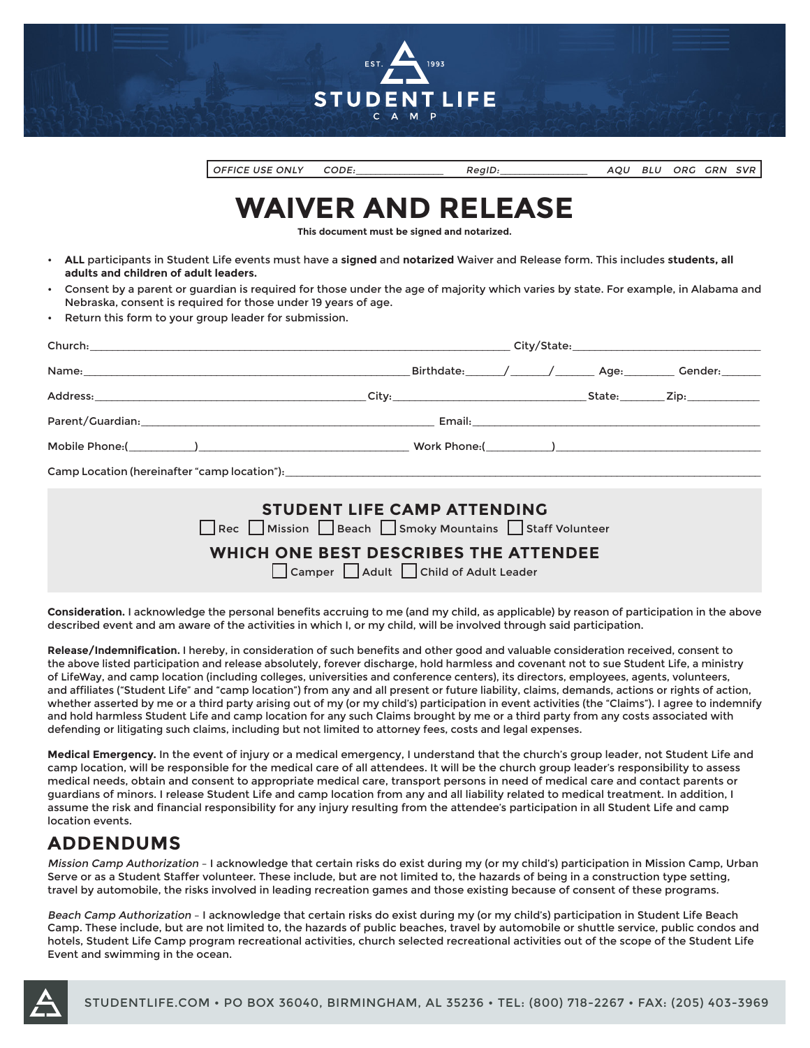EST. 1993

**STUDENT LIFE**
CAMP

OFFICE USE ONLY CODE:________________ RegID:________________ AQU BLU ORG GRN SVR

# WAIVER AND RELEASE

**This document must be signed and notarized.**

- **ALL** participants in Student Life events must have a **signed** and **notarized** Waiver and Release form. This includes **students, all adults and children of adult leaders.**
- Consent by a parent or guardian is required for those under the age of majority which varies by state. For example, in Alabama and Nebraska, consent is required for those under 19 years of age.
- Return this form to your group leader for submission.

Church:______________________________ City/State:______________________________

Name:______________________________ Birthdate:______/______/______ Age:________ Gender:_______

Address:______________________________ City:______________________________ State:________ Zip:____________

Parent/Guardian:______________________________ Email:______________________________

Mobile Phone:(___________)______________________________ Work Phone:(___________)______________________________

Camp Location (hereinafter "camp location"):______________________________

## STUDENT LIFE CAMP ATTENDING

☐ Rec ☐ Mission ☐ Beach ☐ Smoky Mountains ☐ Staff Volunteer

## WHICH ONE BEST DESCRIBES THE ATTENDEE

☐ Camper ☐ Adult ☐ Child of Adult Leader

**Consideration.** I acknowledge the personal benefits accruing to me (and my child, as applicable) by reason of participation in the above described event and am aware of the activities in which I, or my child, will be involved through said participation.

**Release/Indemnification.** I hereby, in consideration of such benefits and other good and valuable consideration received, consent to the above listed participation and release absolutely, forever discharge, hold harmless and covenant not to sue Student Life, a ministry of LifeWay, and camp location (including colleges, universities and conference centers), its directors, employees, agents, volunteers, and affiliates ("Student Life" and "camp location") from any and all present or future liability, claims, demands, actions or rights of action, whether asserted by me or a third party arising out of my (or my child's) participation in event activities (the "Claims"). I agree to indemnify and hold harmless Student Life and camp location for any such Claims brought by me or a third party from any costs associated with defending or litigating such claims, including but not limited to attorney fees, costs and legal expenses.

**Medical Emergency.** In the event of injury or a medical emergency, I understand that the church's group leader, not Student Life and camp location, will be responsible for the medical care of all attendees. It will be the church group leader's responsibility to assess medical needs, obtain and consent to appropriate medical care, transport persons in need of medical care and contact parents or guardians of minors. I release Student Life and camp location from any and all liability related to medical treatment. In addition, I assume the risk and financial responsibility for any injury resulting from the attendee's participation in all Student Life and camp location events.

## ADDENDUMS

*Mission Camp Authorization* – I acknowledge that certain risks do exist during my (or my child's) participation in Mission Camp, Urban Serve or as a Student Staffer volunteer. These include, but are not limited to, the hazards of being in a construction type setting, travel by automobile, the risks involved in leading recreation games and those existing because of consent of these programs.

*Beach Camp Authorization* – I acknowledge that certain risks do exist during my (or my child's) participation in Student Life Beach Camp. These include, but are not limited to, the hazards of public beaches, travel by automobile or shuttle service, public condos and hotels, Student Life Camp program recreational activities, church selected recreational activities out of the scope of the Student Life Event and swimming in the ocean.

STUDENTLIFE.COM • PO BOX 36040, BIRMINGHAM, AL 35236 • TEL: (800) 718-2267 • FAX: (205) 403-3969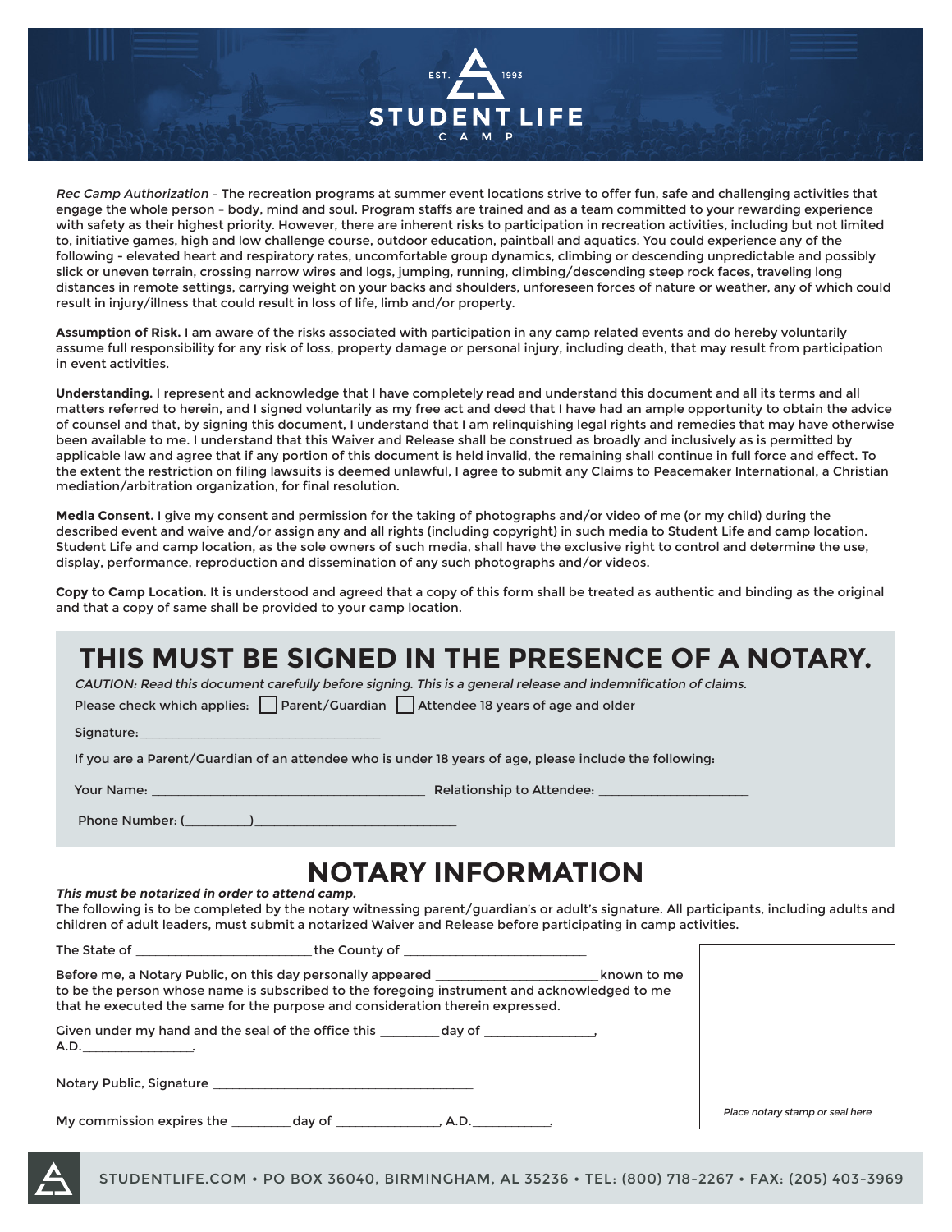EST. 1993

STUDENT LIFE CAMP

*Rec Camp Authorization* – The recreation programs at summer event locations strive to offer fun, safe and challenging activities that engage the whole person – body, mind and soul. Program staffs are trained and as a team committed to your rewarding experience with safety as their highest priority. However, there are inherent risks to participation in recreation activities, including but not limited to, initiative games, high and low challenge course, outdoor education, paintball and aquatics. You could experience any of the following - elevated heart and respiratory rates, uncomfortable group dynamics, climbing or descending unpredictable and possibly slick or uneven terrain, crossing narrow wires and logs, jumping, running, climbing/descending steep rock faces, traveling long distances in remote settings, carrying weight on your backs and shoulders, unforeseen forces of nature or weather, any of which could result in injury/illness that could result in loss of life, limb and/or property.

**Assumption of Risk.** I am aware of the risks associated with participation in any camp related events and do hereby voluntarily assume full responsibility for any risk of loss, property damage or personal injury, including death, that may result from participation in event activities.

**Understanding.** I represent and acknowledge that I have completely read and understand this document and all its terms and all matters referred to herein, and I signed voluntarily as my free act and deed that I have had an ample opportunity to obtain the advice of counsel and that, by signing this document, I understand that I am relinquishing legal rights and remedies that may have otherwise been available to me. I understand that this Waiver and Release shall be construed as broadly and inclusively as is permitted by applicable law and agree that if any portion of this document is held invalid, the remaining shall continue in full force and effect. To the extent the restriction on filing lawsuits is deemed unlawful, I agree to submit any Claims to Peacemaker International, a Christian mediation/arbitration organization, for final resolution.

**Media Consent.** I give my consent and permission for the taking of photographs and/or video of me (or my child) during the described event and waive and/or assign any and all rights (including copyright) in such media to Student Life and camp location. Student Life and camp location, as the sole owners of such media, shall have the exclusive right to control and determine the use, display, performance, reproduction and dissemination of any such photographs and/or videos.

**Copy to Camp Location.** It is understood and agreed that a copy of this form shall be treated as authentic and binding as the original and that a copy of same shall be provided to your camp location.

# THIS MUST BE SIGNED IN THE PRESENCE OF A NOTARY.

*CAUTION: Read this document carefully before signing. This is a general release and indemnification of claims.*

Please check which applies: ☐ Parent/Guardian ☐ Attendee 18 years of age and older

Signature:___________________________________

If you are a Parent/Guardian of an attendee who is under 18 years of age, please include the following:

Your Name: ______________________________________ Relationship to Attendee: _____________________

Phone Number: (_________)_____________________________

# NOTARY INFORMATION

***This must be notarized in order to attend camp.***

The following is to be completed by the notary witnessing parent/guardian's or adult's signature. All participants, including adults and children of adult leaders, must submit a notarized Waiver and Release before participating in camp activities.

The State of _________________________ the County of __________________________

Before me, a Notary Public, on this day personally appeared _______________________ known to me to be the person whose name is subscribed to the foregoing instrument and acknowledged to me that he executed the same for the purpose and consideration therein expressed.

Given under my hand and the seal of the office this ________ day of _______________, A.D._______________.

Notary Public, Signature _____________________________________

My commission expires the ________ day of ______________, A.D.___________.

*Place notary stamp or seal here*

STUDENTLIFE.COM • PO BOX 36040, BIRMINGHAM, AL 35236 • TEL: (800) 718-2267 • FAX: (205) 403-3969